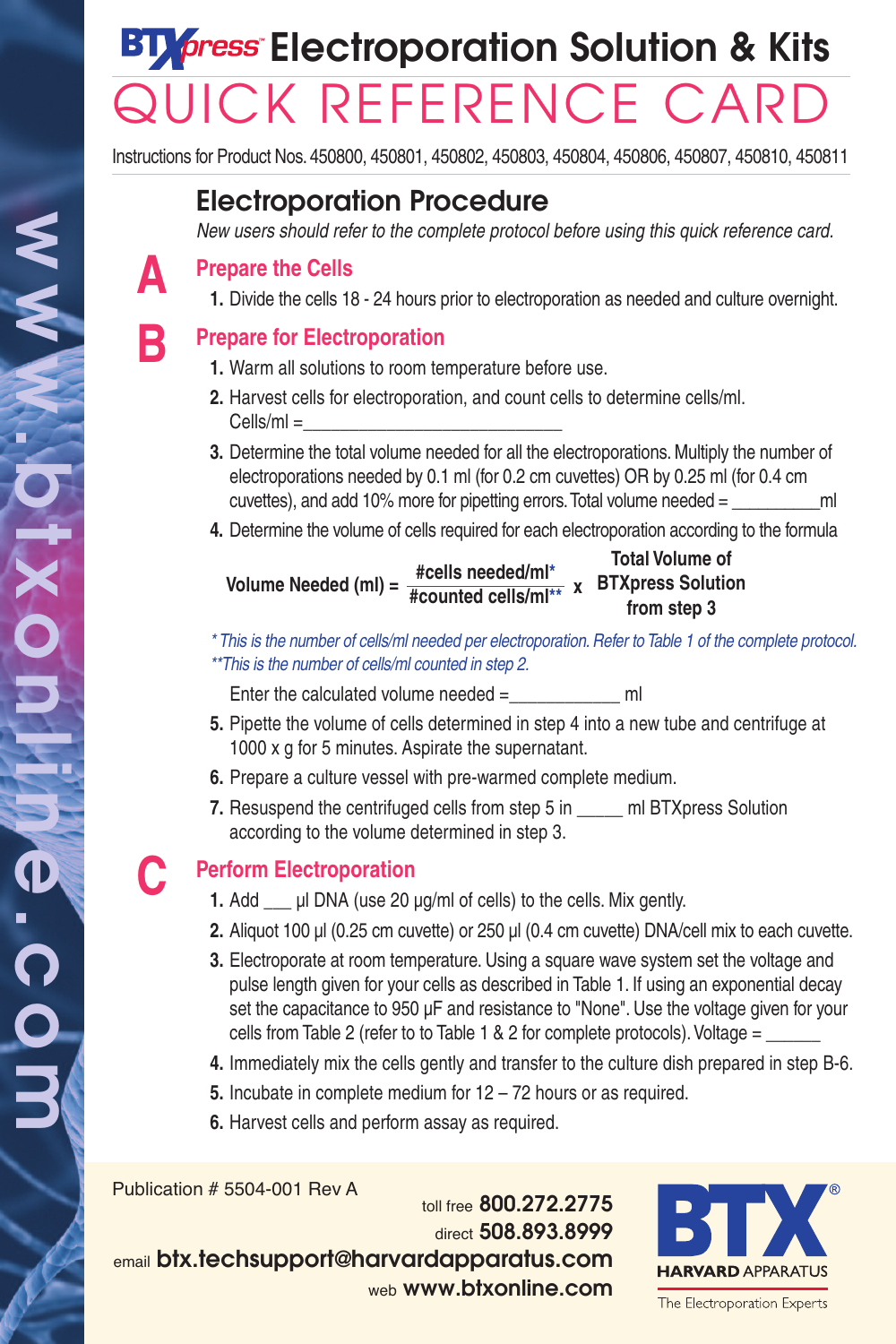# BTXpress™ Electroporation Solution & Kits

# QUICK REFERENCE CARD

Instructions for Product Nos. 450800, 450801, 450802, 450803, 450804, 450806, 450807, 450810, 450811

## Electroporation Procedure

*New users should refer to the complete protocol before using this quick reference card.*

### A Prepare the Cells

1. Divide the cells 18 - 24 hours prior to electroporation as needed and culture overnight.

### B Prepare for Electroporation

1. Warm all solutions to room temperature before use.
2. Harvest cells for electroporation, and count cells to determine cells/ml.
   Cells/ml =___________________________
3. Determine the total volume needed for all the electroporations. Multiply the number of electroporations needed by 0.1 ml (for 0.2 cm cuvettes) OR by 0.25 ml (for 0.4 cm cuvettes), and add 10% more for pipetting errors. Total volume needed = _________ml
4. Determine the volume of cells required for each electroporation according to the formula

$$\textbf{Volume Needed (ml)} = \frac{\#\text{cells needed/ml}^{*}}{\#\text{counted cells/ml}^{**}} \times \text{Total Volume of BTXpress Solution from step 3}$$

*\* This is the number of cells/ml needed per electroporation. Refer to Table 1 of the complete protocol.*
*\*\*This is the number of cells/ml counted in step 2.*

Enter the calculated volume needed =___________ ml

5. Pipette the volume of cells determined in step 4 into a new tube and centrifuge at 1000 x g for 5 minutes. Aspirate the supernatant.
6. Prepare a culture vessel with pre-warmed complete medium.
7. Resuspend the centrifuged cells from step 5 in _____ ml BTXpress Solution according to the volume determined in step 3.

### C Perform Electroporation

1. Add ___ µl DNA (use 20 µg/ml of cells) to the cells. Mix gently.
2. Aliquot 100 µl (0.25 cm cuvette) or 250 µl (0.4 cm cuvette) DNA/cell mix to each cuvette.
3. Electroporate at room temperature. Using a square wave system set the voltage and pulse length given for your cells as described in Table 1. If using an exponential decay set the capacitance to 950 µF and resistance to "None". Use the voltage given for your cells from Table 2 (refer to to Table 1 & 2 for complete protocols). Voltage = ______
4. Immediately mix the cells gently and transfer to the culture dish prepared in step B-6.
5. Incubate in complete medium for 12 – 72 hours or as required.
6. Harvest cells and perform assay as required.

Publication # 5504-001 Rev A

toll free **800.272.2775**
direct **508.893.8999**
email **btx.techsupport@harvardapparatus.com**
web **www.btxonline.com**

BTX® HARVARD APPARATUS
The Electroporation Experts

www.btxonline.com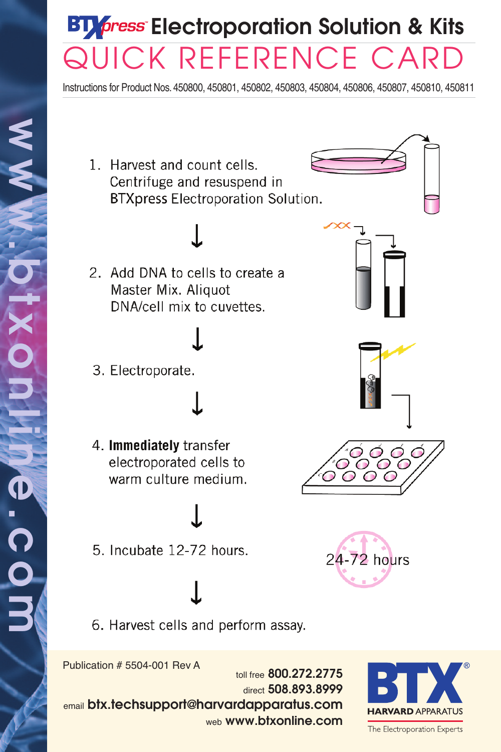# BTXpress™ Electroporation Solution & Kits

# QUICK REFERENCE CARD

Instructions for Product Nos. 450800, 450801, 450802, 450803, 450804, 450806, 450807, 450810, 450811

1. Harvest and count cells. Centrifuge and resuspend in BTXpress Electroporation Solution.

↓

2. Add DNA to cells to create a Master Mix. Aliquot DNA/cell mix to cuvettes.

↓

3. Electroporate.

↓

4. **Immediately** transfer electroporated cells to warm culture medium.

↓

5. Incubate 12-72 hours.

24-72 hours

↓

6. Harvest cells and perform assay.

www.btxonline.com

Publication # 5504-001 Rev A

toll free **800.272.2775**
direct **508.893.8999**
email **btx.techsupport@harvardapparatus.com**
web **www.btxonline.com**

BTX® HARVARD APPARATUS
The Electroporation Experts